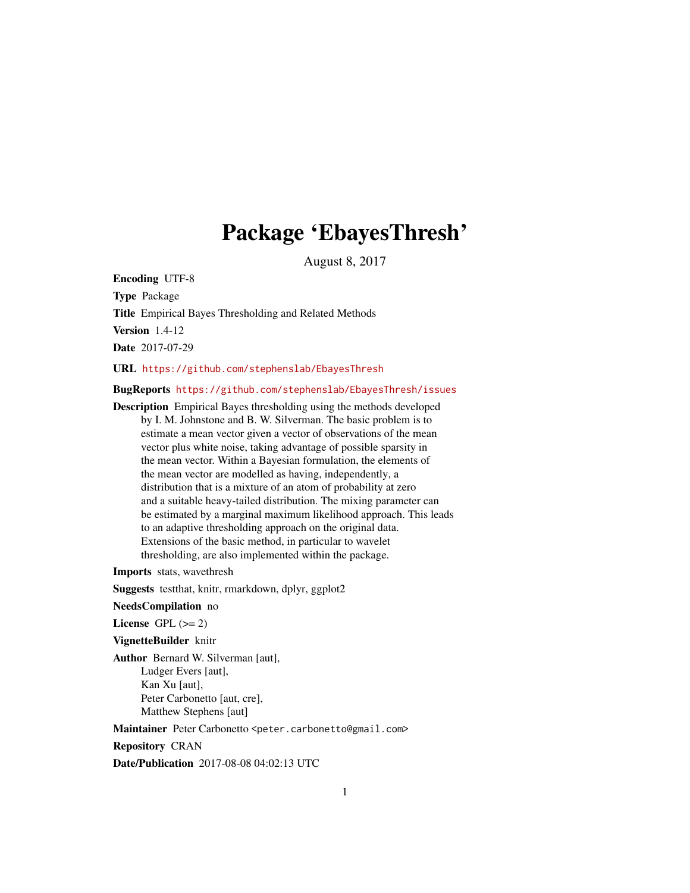# Package 'EbayesThresh'

August 8, 2017

**Encoding** UTF-8

**Type** Package

**Title** Empirical Bayes Thresholding and Related Methods

**Version** 1.4-12

**Date** 2017-07-29

**URL** https://github.com/stephenslab/EbayesThresh

**BugReports** https://github.com/stephenslab/EbayesThresh/issues

**Description** Empirical Bayes thresholding using the methods developed by I. M. Johnstone and B. W. Silverman. The basic problem is to estimate a mean vector given a vector of observations of the mean vector plus white noise, taking advantage of possible sparsity in the mean vector. Within a Bayesian formulation, the elements of the mean vector are modelled as having, independently, a distribution that is a mixture of an atom of probability at zero and a suitable heavy-tailed distribution. The mixing parameter can be estimated by a marginal maximum likelihood approach. This leads to an adaptive thresholding approach on the original data. Extensions of the basic method, in particular to wavelet thresholding, are also implemented within the package.

**Imports** stats, wavethresh

**Suggests** testthat, knitr, rmarkdown, dplyr, ggplot2

**NeedsCompilation** no

**License** GPL (>= 2)

**VignetteBuilder** knitr

**Author** Bernard W. Silverman [aut],
Ludger Evers [aut],
Kan Xu [aut],
Peter Carbonetto [aut, cre],
Matthew Stephens [aut]

**Maintainer** Peter Carbonetto <peter.carbonetto@gmail.com>

**Repository** CRAN

**Date/Publication** 2017-08-08 04:02:13 UTC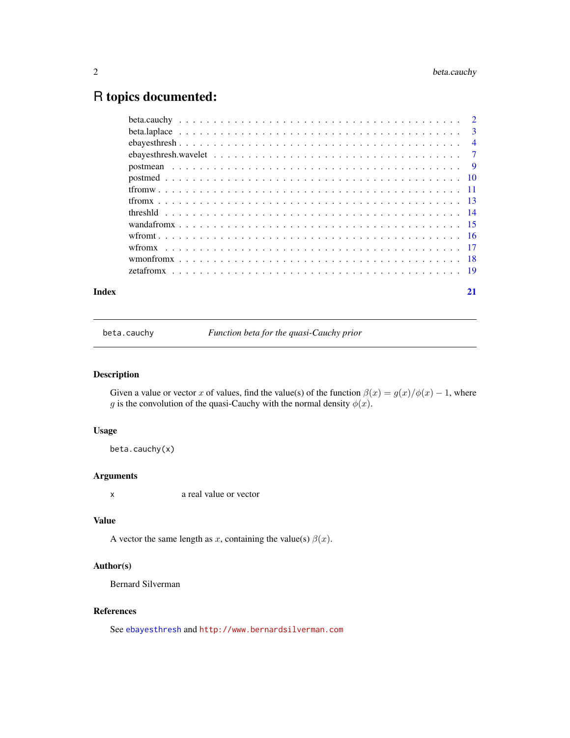# R topics documented:

| | |
|---|---|
| beta.cauchy | 2 |
| beta.laplace | 3 |
| ebayesthresh | 4 |
| ebayesthresh.wavelet | 7 |
| postmean | 9 |
| postmed | 10 |
| tfromw | 11 |
| tfromx | 13 |
| threshld | 14 |
| wandafromx | 15 |
| wfromt | 16 |
| wfromx | 17 |
| wmonfromx | 18 |
| zetafromx | 19 |
| **Index** | **21** |

---

`beta.cauchy` *Function beta for the quasi-Cauchy prior*

---

## Description

Given a value or vector $x$ of values, find the value(s) of the function $\beta(x) = g(x)/\phi(x) - 1$, where $g$ is the convolution of the quasi-Cauchy with the normal density $\phi(x)$.

## Usage

```
beta.cauchy(x)
```

## Arguments

| | |
|---|---|
| `x` | a real value or vector |

## Value

A vector the same length as $x$, containing the value(s) $\beta(x)$.

## Author(s)

Bernard Silverman

## References

See `ebayesthresh` and `http://www.bernardsilverman.com`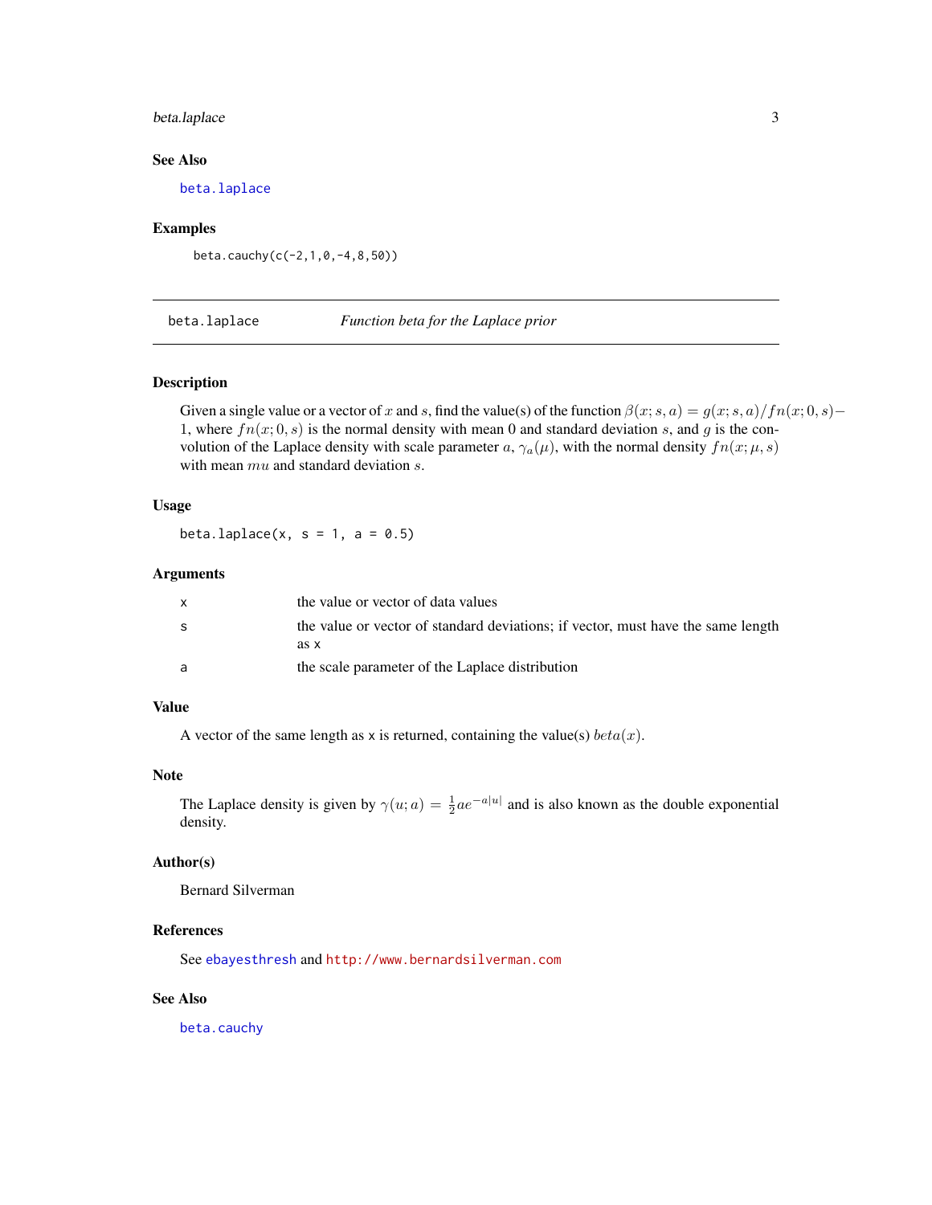### See Also

beta.laplace

### Examples

```
beta.cauchy(c(-2,1,0,-4,8,50))
```

---

## beta.laplace — *Function beta for the Laplace prior*

### Description

Given a single value or a vector of $x$ and $s$, find the value(s) of the function $\beta(x; s, a) = g(x; s, a)/fn(x; 0, s) - 1$, where $fn(x; 0, s)$ is the normal density with mean 0 and standard deviation $s$, and $g$ is the convolution of the Laplace density with scale parameter $a$, $\gamma_a(\mu)$, with the normal density $fn(x; \mu, s)$ with mean $mu$ and standard deviation $s$.

### Usage

```
beta.laplace(x, s = 1, a = 0.5)
```

### Arguments

| | |
|---|---|
| x | the value or vector of data values |
| s | the value or vector of standard deviations; if vector, must have the same length as x |
| a | the scale parameter of the Laplace distribution |

### Value

A vector of the same length as x is returned, containing the value(s) $beta(x)$.

### Note

The Laplace density is given by $\gamma(u; a) = \frac{1}{2} a e^{-a|u|}$ and is also known as the double exponential density.

### Author(s)

Bernard Silverman

### References

See ebayesthresh and http://www.bernardsilverman.com

### See Also

beta.cauchy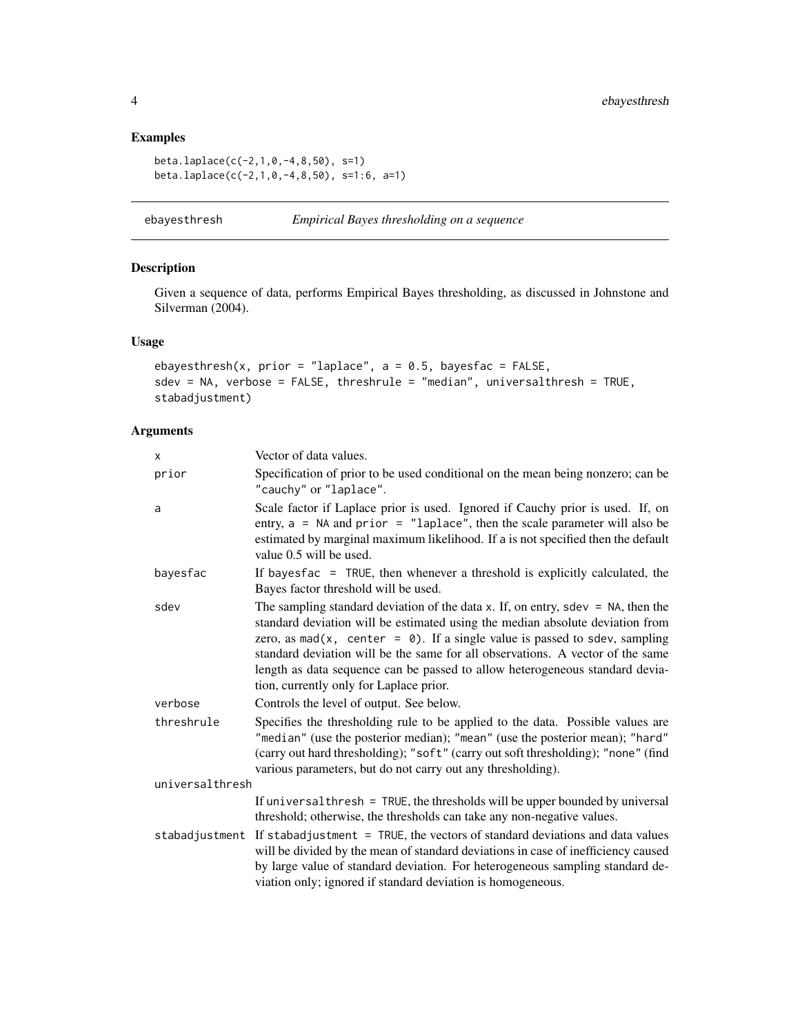## Examples

```
beta.laplace(c(-2,1,0,-4,8,50), s=1)
beta.laplace(c(-2,1,0,-4,8,50), s=1:6, a=1)
```

---

# ebayesthresh — *Empirical Bayes thresholding on a sequence*

## Description

Given a sequence of data, performs Empirical Bayes thresholding, as discussed in Johnstone and Silverman (2004).

## Usage

```
ebayesthresh(x, prior = "laplace", a = 0.5, bayesfac = FALSE,
sdev = NA, verbose = FALSE, threshrule = "median", universalthresh = TRUE,
stabadjustment)
```

## Arguments

| | |
|---|---|
| `x` | Vector of data values. |
| `prior` | Specification of prior to be used conditional on the mean being nonzero; can be `"cauchy"` or `"laplace"`. |
| `a` | Scale factor if Laplace prior is used. Ignored if Cauchy prior is used. If, on entry, `a = NA` and `prior = "laplace"`, then the scale parameter will also be estimated by marginal maximum likelihood. If a is not specified then the default value 0.5 will be used. |
| `bayesfac` | If `bayesfac = TRUE`, then whenever a threshold is explicitly calculated, the Bayes factor threshold will be used. |
| `sdev` | The sampling standard deviation of the data `x`. If, on entry, `sdev = NA`, then the standard deviation will be estimated using the median absolute deviation from zero, as `mad(x, center = 0)`. If a single value is passed to `sdev`, sampling standard deviation will be the same for all observations. A vector of the same length as data sequence can be passed to allow heterogeneous standard deviation, currently only for Laplace prior. |
| `verbose` | Controls the level of output. See below. |
| `threshrule` | Specifies the thresholding rule to be applied to the data. Possible values are `"median"` (use the posterior median); `"mean"` (use the posterior mean); `"hard"` (carry out hard thresholding); `"soft"` (carry out soft thresholding); `"none"` (find various parameters, but do not carry out any thresholding). |
| `universalthresh` | If `universalthresh = TRUE`, the thresholds will be upper bounded by universal threshold; otherwise, the thresholds can take any non-negative values. |
| `stabadjustment` | If `stabadjustment = TRUE`, the vectors of standard deviations and data values will be divided by the mean of standard deviations in case of inefficiency caused by large value of standard deviation. For heterogeneous sampling standard deviation only; ignored if standard deviation is homogeneous. |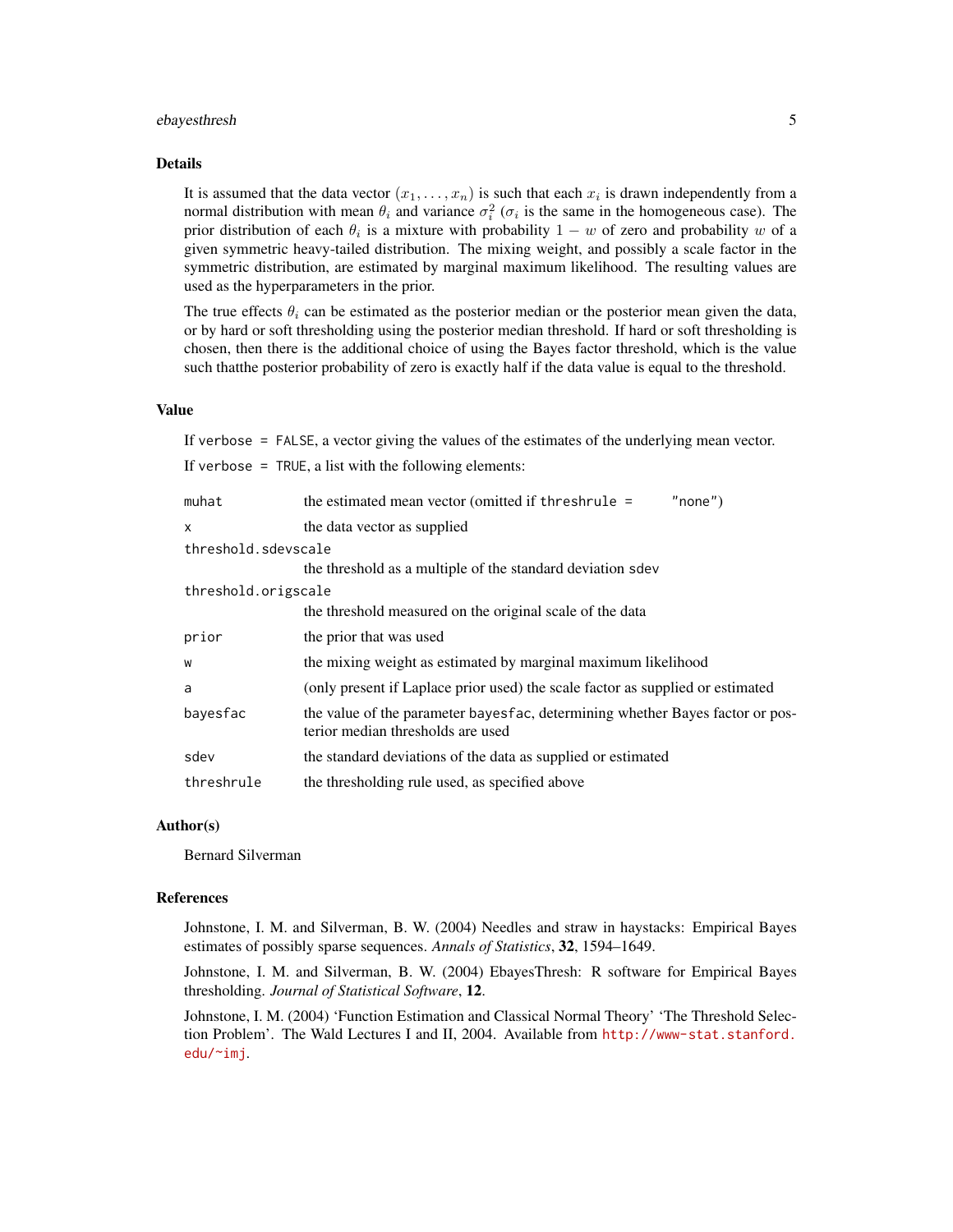## Details

It is assumed that the data vector $(x_1, \ldots, x_n)$ is such that each $x_i$ is drawn independently from a normal distribution with mean $\theta_i$ and variance $\sigma_i^2$ ($\sigma_i$ is the same in the homogeneous case). The prior distribution of each $\theta_i$ is a mixture with probability $1 - w$ of zero and probability $w$ of a given symmetric heavy-tailed distribution. The mixing weight, and possibly a scale factor in the symmetric distribution, are estimated by marginal maximum likelihood. The resulting values are used as the hyperparameters in the prior.

The true effects $\theta_i$ can be estimated as the posterior median or the posterior mean given the data, or by hard or soft thresholding using the posterior median threshold. If hard or soft thresholding is chosen, then there is the additional choice of using the Bayes factor threshold, which is the value such thatthe posterior probability of zero is exactly half if the data value is equal to the threshold.

## Value

If `verbose = FALSE`, a vector giving the values of the estimates of the underlying mean vector.

If `verbose = TRUE`, a list with the following elements:

| | |
|---|---|
| `muhat` | the estimated mean vector (omitted if `threshrule = "none"`) |
| `x` | the data vector as supplied |
| `threshold.sdevscale` | the threshold as a multiple of the standard deviation `sdev` |
| `threshold.origscale` | the threshold measured on the original scale of the data |
| `prior` | the prior that was used |
| `w` | the mixing weight as estimated by marginal maximum likelihood |
| `a` | (only present if Laplace prior used) the scale factor as supplied or estimated |
| `bayesfac` | the value of the parameter `bayesfac`, determining whether Bayes factor or posterior median thresholds are used |
| `sdev` | the standard deviations of the data as supplied or estimated |
| `threshrule` | the thresholding rule used, as specified above |

## Author(s)

Bernard Silverman

## References

Johnstone, I. M. and Silverman, B. W. (2004) Needles and straw in haystacks: Empirical Bayes estimates of possibly sparse sequences. *Annals of Statistics*, **32**, 1594–1649.

Johnstone, I. M. and Silverman, B. W. (2004) EbayesThresh: R software for Empirical Bayes thresholding. *Journal of Statistical Software*, **12**.

Johnstone, I. M. (2004) 'Function Estimation and Classical Normal Theory' 'The Threshold Selection Problem'. The Wald Lectures I and II, 2004. Available from http://www-stat.stanford.edu/~imj.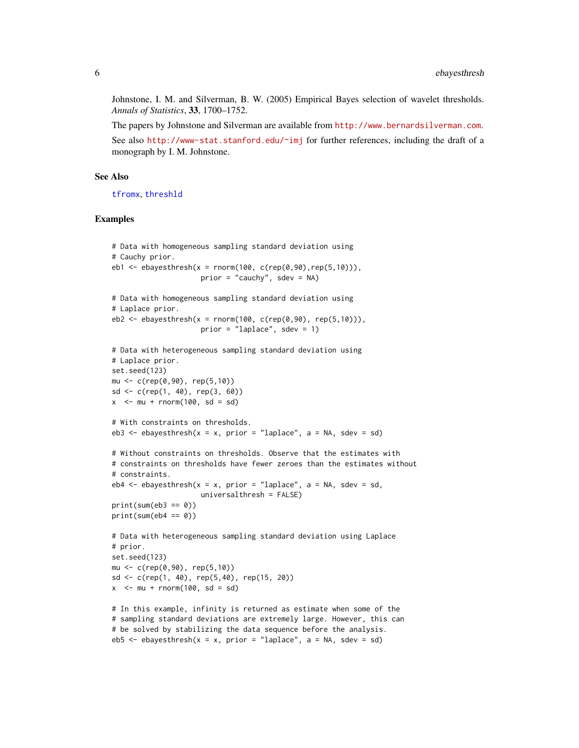Johnstone, I. M. and Silverman, B. W. (2005) Empirical Bayes selection of wavelet thresholds. *Annals of Statistics*, **33**, 1700–1752.

The papers by Johnstone and Silverman are available from http://www.bernardsilverman.com.

See also http://www-stat.stanford.edu/~imj for further references, including the draft of a monograph by I. M. Johnstone.

## See Also

tfromx, threshld

## Examples

```
# Data with homogeneous sampling standard deviation using
# Cauchy prior.
eb1 <- ebayesthresh(x = rnorm(100, c(rep(0,90),rep(5,10))),
                     prior = "cauchy", sdev = NA)

# Data with homogeneous sampling standard deviation using
# Laplace prior.
eb2 <- ebayesthresh(x = rnorm(100, c(rep(0,90), rep(5,10))),
                     prior = "laplace", sdev = 1)

# Data with heterogeneous sampling standard deviation using
# Laplace prior.
set.seed(123)
mu <- c(rep(0,90), rep(5,10))
sd <- c(rep(1, 40), rep(3, 60))
x  <- mu + rnorm(100, sd = sd)

# With constraints on thresholds.
eb3 <- ebayesthresh(x = x, prior = "laplace", a = NA, sdev = sd)

# Without constraints on thresholds. Observe that the estimates with
# constraints on thresholds have fewer zeroes than the estimates without
# constraints.
eb4 <- ebayesthresh(x = x, prior = "laplace", a = NA, sdev = sd,
                     universalthresh = FALSE)
print(sum(eb3 == 0))
print(sum(eb4 == 0))

# Data with heterogeneous sampling standard deviation using Laplace
# prior.
set.seed(123)
mu <- c(rep(0,90), rep(5,10))
sd <- c(rep(1, 40), rep(5,40), rep(15, 20))
x  <- mu + rnorm(100, sd = sd)

# In this example, infinity is returned as estimate when some of the
# sampling standard deviations are extremely large. However, this can
# be solved by stabilizing the data sequence before the analysis.
eb5 <- ebayesthresh(x = x, prior = "laplace", a = NA, sdev = sd)
```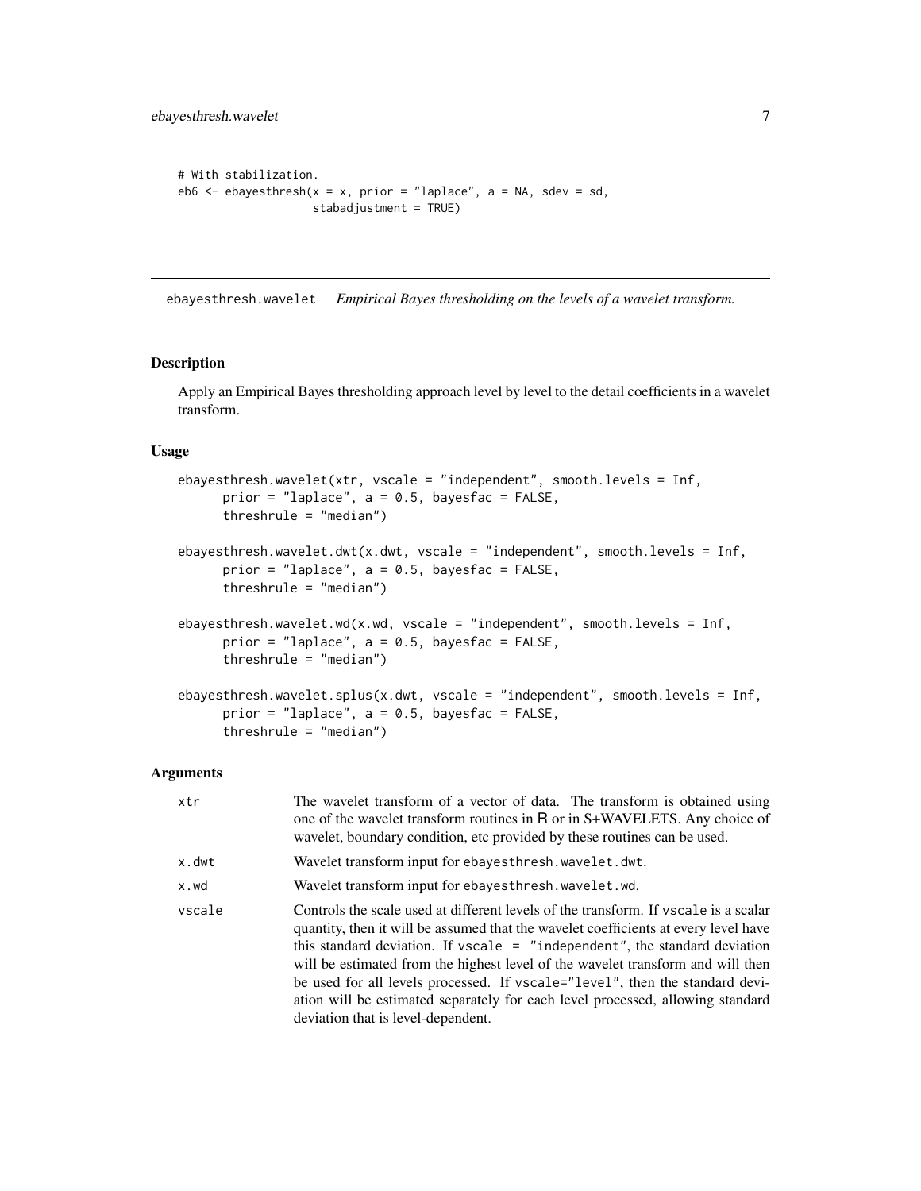```
# With stabilization.
eb6 <- ebayesthresh(x = x, prior = "laplace", a = NA, sdev = sd,
                    stabadjustment = TRUE)
```

## ebayesthresh.wavelet *Empirical Bayes thresholding on the levels of a wavelet transform.*

### Description

Apply an Empirical Bayes thresholding approach level by level to the detail coefficients in a wavelet transform.

### Usage

```
ebayesthresh.wavelet(xtr, vscale = "independent", smooth.levels = Inf,
      prior = "laplace", a = 0.5, bayesfac = FALSE,
      threshrule = "median")

ebayesthresh.wavelet.dwt(x.dwt, vscale = "independent", smooth.levels = Inf,
      prior = "laplace", a = 0.5, bayesfac = FALSE,
      threshrule = "median")

ebayesthresh.wavelet.wd(x.wd, vscale = "independent", smooth.levels = Inf,
      prior = "laplace", a = 0.5, bayesfac = FALSE,
      threshrule = "median")

ebayesthresh.wavelet.splus(x.dwt, vscale = "independent", smooth.levels = Inf,
      prior = "laplace", a = 0.5, bayesfac = FALSE,
      threshrule = "median")
```

### Arguments

| | |
|---|---|
| `xtr` | The wavelet transform of a vector of data. The transform is obtained using one of the wavelet transform routines in R or in S+WAVELETS. Any choice of wavelet, boundary condition, etc provided by these routines can be used. |
| `x.dwt` | Wavelet transform input for `ebayesthresh.wavelet.dwt`. |
| `x.wd` | Wavelet transform input for `ebayesthresh.wavelet.wd`. |
| `vscale` | Controls the scale used at different levels of the transform. If `vscale` is a scalar quantity, then it will be assumed that the wavelet coefficients at every level have this standard deviation. If `vscale = "independent"`, the standard deviation will be estimated from the highest level of the wavelet transform and will then be used for all levels processed. If `vscale="level"`, then the standard deviation will be estimated separately for each level processed, allowing standard deviation that is level-dependent. |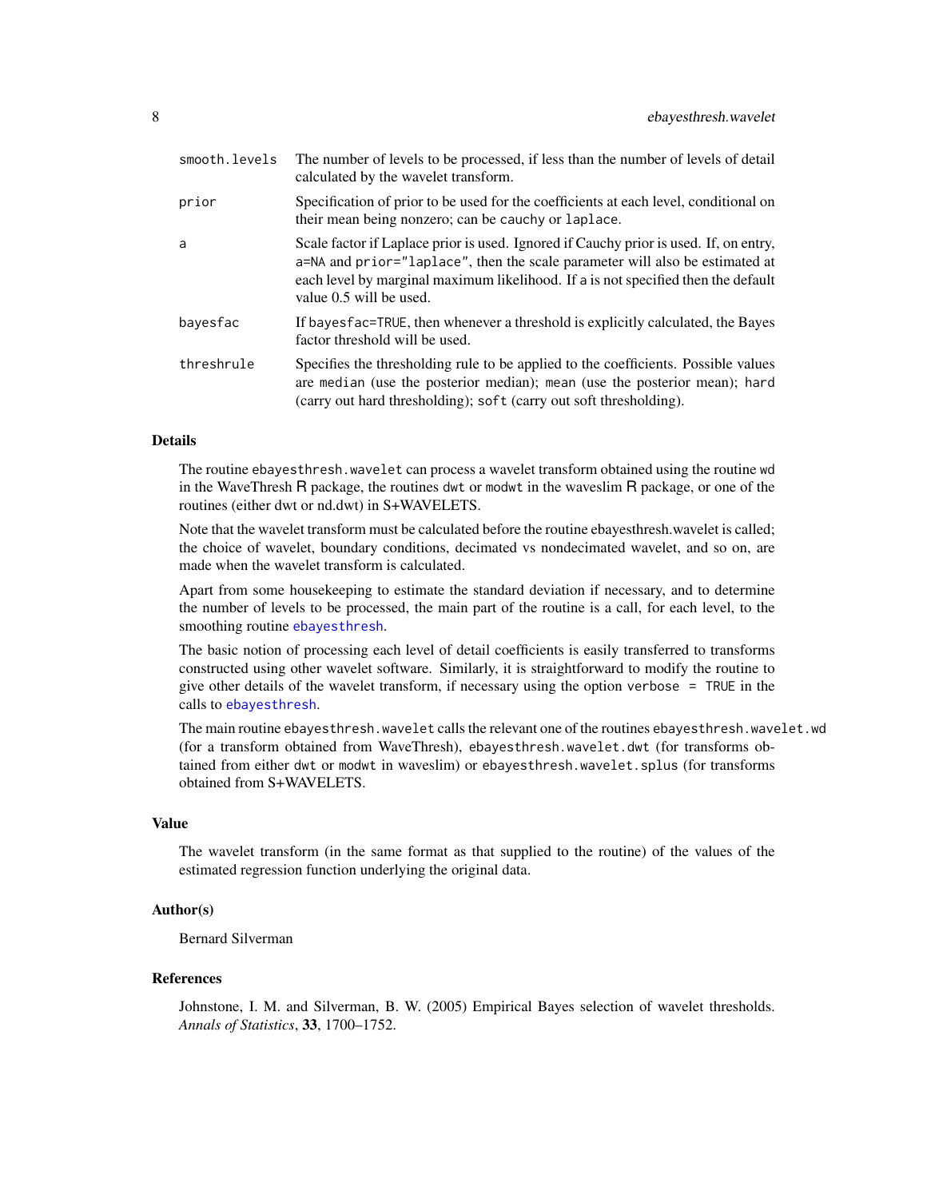| | |
|---|---|
| `smooth.levels` | The number of levels to be processed, if less than the number of levels of detail calculated by the wavelet transform. |
| `prior` | Specification of prior to be used for the coefficients at each level, conditional on their mean being nonzero; can be `cauchy` or `laplace`. |
| `a` | Scale factor if Laplace prior is used. Ignored if Cauchy prior is used. If, on entry, `a=NA` and `prior="laplace"`, then the scale parameter will also be estimated at each level by marginal maximum likelihood. If `a` is not specified then the default value 0.5 will be used. |
| `bayesfac` | If `bayesfac=TRUE`, then whenever a threshold is explicitly calculated, the Bayes factor threshold will be used. |
| `threshrule` | Specifies the thresholding rule to be applied to the coefficients. Possible values are `median` (use the posterior median); `mean` (use the posterior mean); `hard` (carry out hard thresholding); `soft` (carry out soft thresholding). |

### Details

The routine `ebayesthresh.wavelet` can process a wavelet transform obtained using the routine `wd` in the WaveThresh R package, the routines `dwt` or `modwt` in the waveslim R package, or one of the routines (either dwt or nd.dwt) in S+WAVELETS.

Note that the wavelet transform must be calculated before the routine ebayesthresh.wavelet is called; the choice of wavelet, boundary conditions, decimated vs nondecimated wavelet, and so on, are made when the wavelet transform is calculated.

Apart from some housekeeping to estimate the standard deviation if necessary, and to determine the number of levels to be processed, the main part of the routine is a call, for each level, to the smoothing routine `ebayesthresh`.

The basic notion of processing each level of detail coefficients is easily transferred to transforms constructed using other wavelet software. Similarly, it is straightforward to modify the routine to give other details of the wavelet transform, if necessary using the option `verbose = TRUE` in the calls to `ebayesthresh`.

The main routine `ebayesthresh.wavelet` calls the relevant one of the routines `ebayesthresh.wavelet.wd` (for a transform obtained from WaveThresh), `ebayesthresh.wavelet.dwt` (for transforms obtained from either `dwt` or `modwt` in waveslim) or `ebayesthresh.wavelet.splus` (for transforms obtained from S+WAVELETS.

### Value

The wavelet transform (in the same format as that supplied to the routine) of the values of the estimated regression function underlying the original data.

### Author(s)

Bernard Silverman

### References

Johnstone, I. M. and Silverman, B. W. (2005) Empirical Bayes selection of wavelet thresholds. *Annals of Statistics*, **33**, 1700–1752.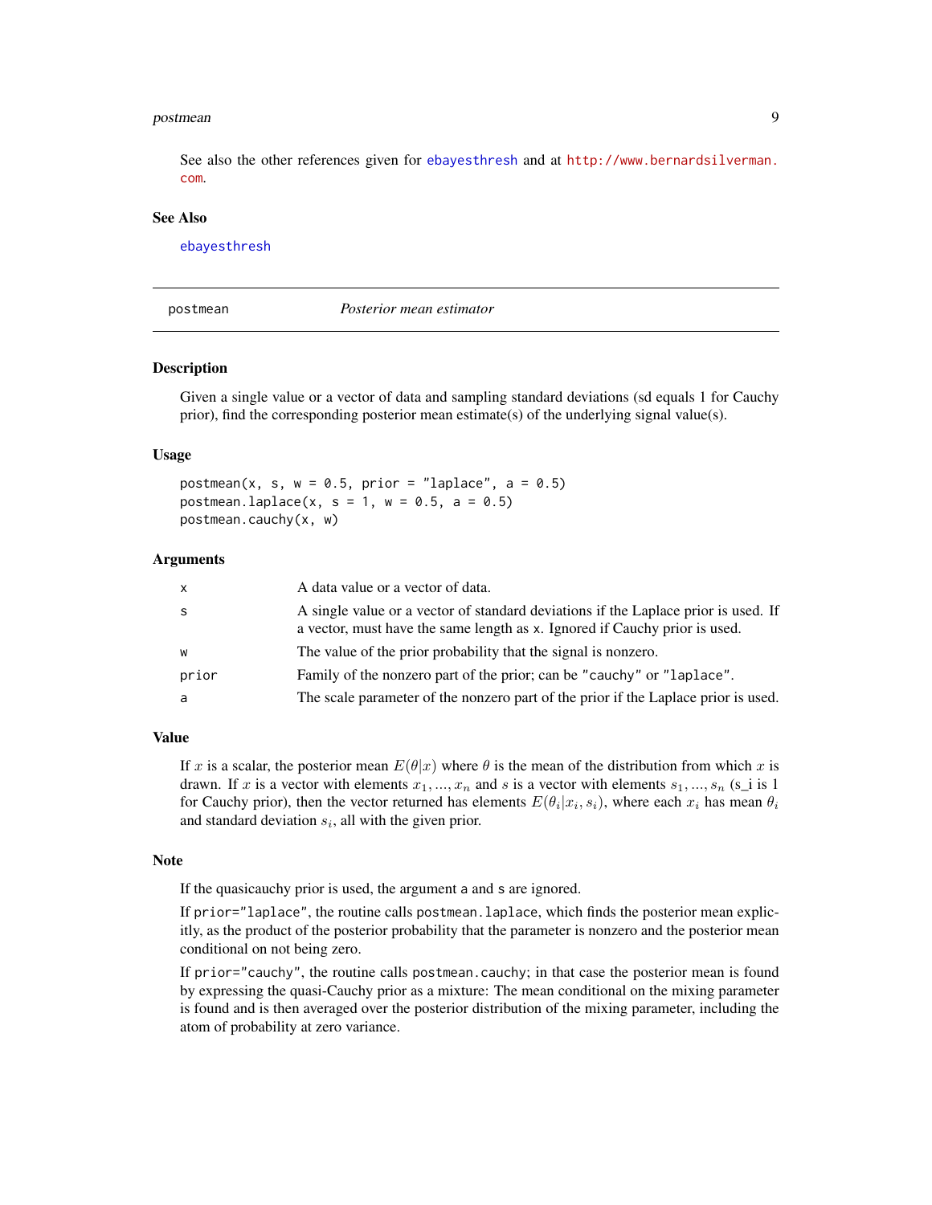See also the other references given for ebayesthresh and at http://www.bernardsilverman.com.

### See Also

ebayesthresh

---

## postmean — *Posterior mean estimator*

### Description

Given a single value or a vector of data and sampling standard deviations (sd equals 1 for Cauchy prior), find the corresponding posterior mean estimate(s) of the underlying signal value(s).

### Usage

```
postmean(x, s, w = 0.5, prior = "laplace", a = 0.5)
postmean.laplace(x, s = 1, w = 0.5, a = 0.5)
postmean.cauchy(x, w)
```

### Arguments

| | |
|---|---|
| `x` | A data value or a vector of data. |
| `s` | A single value or a vector of standard deviations if the Laplace prior is used. If a vector, must have the same length as `x`. Ignored if Cauchy prior is used. |
| `w` | The value of the prior probability that the signal is nonzero. |
| `prior` | Family of the nonzero part of the prior; can be `"cauchy"` or `"laplace"`. |
| `a` | The scale parameter of the nonzero part of the prior if the Laplace prior is used. |

### Value

If $x$ is a scalar, the posterior mean $E(\theta|x)$ where $\theta$ is the mean of the distribution from which $x$ is drawn. If $x$ is a vector with elements $x_1, ..., x_n$ and $s$ is a vector with elements $s_1, ..., s_n$ (s_i is 1 for Cauchy prior), then the vector returned has elements $E(\theta_i|x_i, s_i)$, where each $x_i$ has mean $\theta_i$ and standard deviation $s_i$, all with the given prior.

### Note

If the quasicauchy prior is used, the argument `a` and `s` are ignored.

If `prior="laplace"`, the routine calls `postmean.laplace`, which finds the posterior mean explicitly, as the product of the posterior probability that the parameter is nonzero and the posterior mean conditional on not being zero.

If `prior="cauchy"`, the routine calls `postmean.cauchy`; in that case the posterior mean is found by expressing the quasi-Cauchy prior as a mixture: The mean conditional on the mixing parameter is found and is then averaged over the posterior distribution of the mixing parameter, including the atom of probability at zero variance.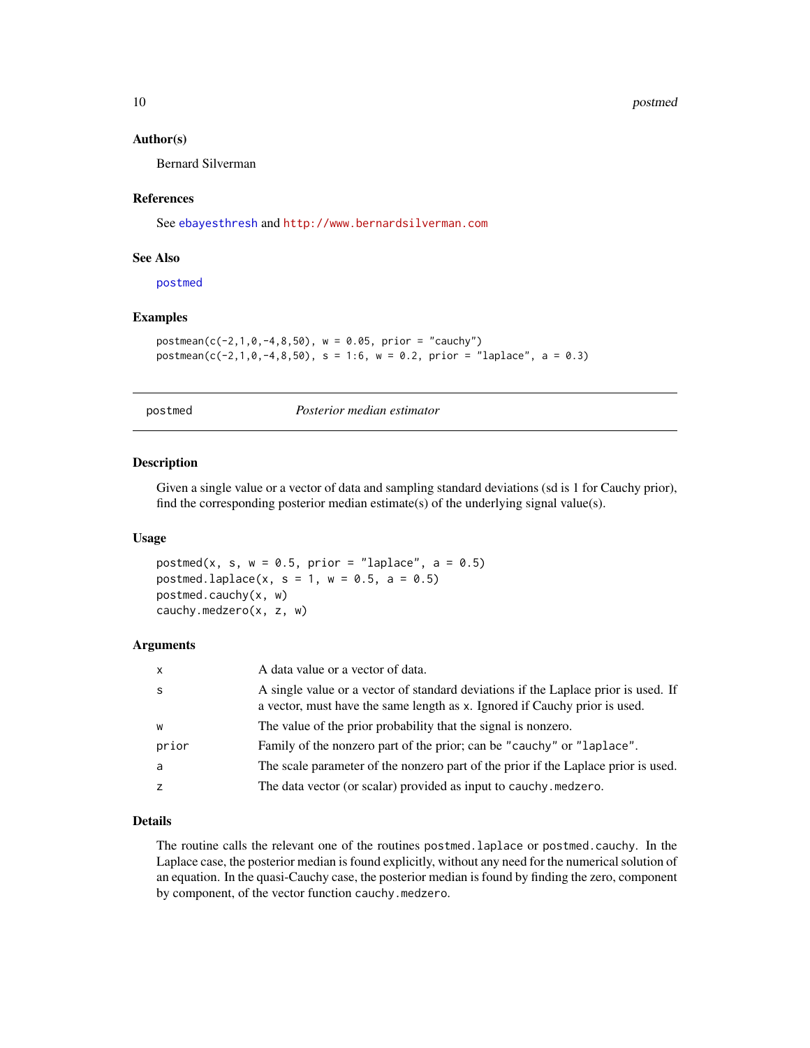### Author(s)

Bernard Silverman

### References

See ebayesthresh and http://www.bernardsilverman.com

### See Also

postmed

### Examples

```
postmean(c(-2,1,0,-4,8,50), w = 0.05, prior = "cauchy")
postmean(c(-2,1,0,-4,8,50), s = 1:6, w = 0.2, prior = "laplace", a = 0.3)
```

---

## postmed — *Posterior median estimator*

### Description

Given a single value or a vector of data and sampling standard deviations (sd is 1 for Cauchy prior), find the corresponding posterior median estimate(s) of the underlying signal value(s).

### Usage

```
postmed(x, s, w = 0.5, prior = "laplace", a = 0.5)
postmed.laplace(x, s = 1, w = 0.5, a = 0.5)
postmed.cauchy(x, w)
cauchy.medzero(x, z, w)
```

### Arguments

| | |
|---|---|
| x | A data value or a vector of data. |
| s | A single value or a vector of standard deviations if the Laplace prior is used. If a vector, must have the same length as x. Ignored if Cauchy prior is used. |
| w | The value of the prior probability that the signal is nonzero. |
| prior | Family of the nonzero part of the prior; can be "cauchy" or "laplace". |
| a | The scale parameter of the nonzero part of the prior if the Laplace prior is used. |
| z | The data vector (or scalar) provided as input to cauchy.medzero. |

### Details

The routine calls the relevant one of the routines postmed.laplace or postmed.cauchy. In the Laplace case, the posterior median is found explicitly, without any need for the numerical solution of an equation. In the quasi-Cauchy case, the posterior median is found by finding the zero, component by component, of the vector function cauchy.medzero.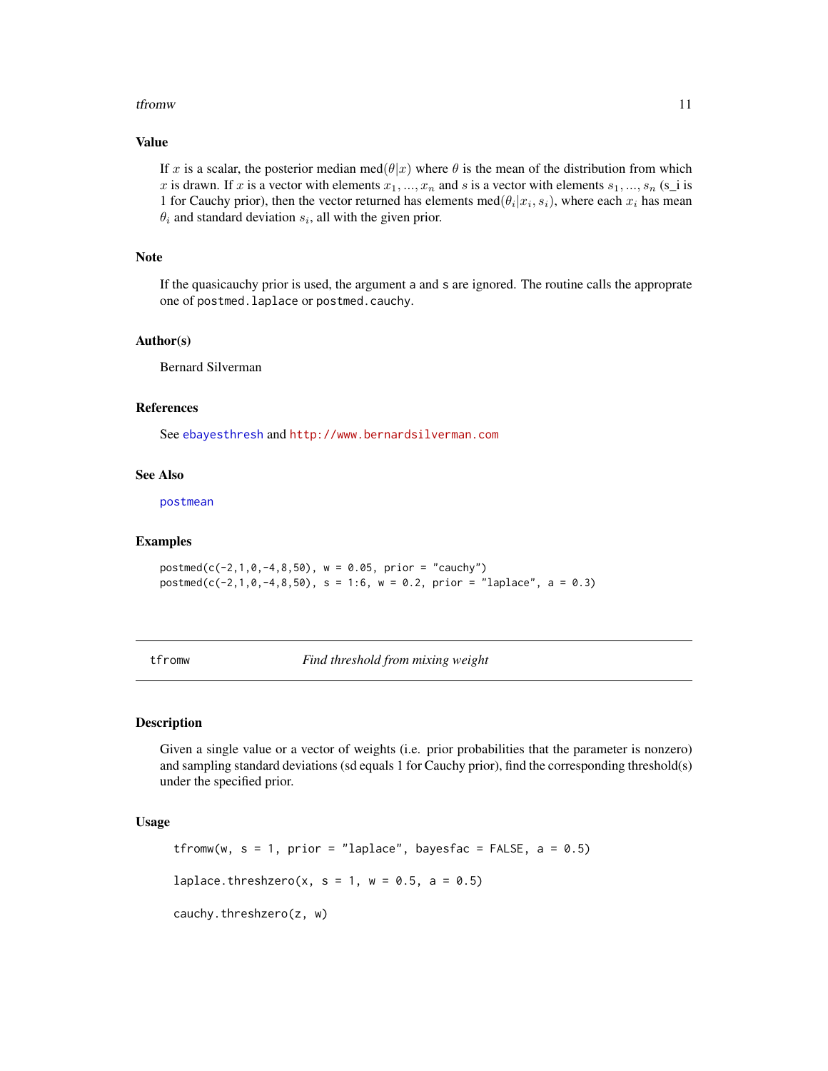### Value

If $x$ is a scalar, the posterior median $\text{med}(\theta|x)$ where $\theta$ is the mean of the distribution from which $x$ is drawn. If $x$ is a vector with elements $x_1, ..., x_n$ and $s$ is a vector with elements $s_1, ..., s_n$ (s_i is 1 for Cauchy prior), then the vector returned has elements $\text{med}(\theta_i|x_i, s_i)$, where each $x_i$ has mean $\theta_i$ and standard deviation $s_i$, all with the given prior.

### Note

If the quasicauchy prior is used, the argument `a` and `s` are ignored. The routine calls the approprate one of `postmed.laplace` or `postmed.cauchy`.

### Author(s)

Bernard Silverman

### References

See `ebayesthresh` and http://www.bernardsilverman.com

### See Also

`postmean`

### Examples

```
postmed(c(-2,1,0,-4,8,50), w = 0.05, prior = "cauchy")
postmed(c(-2,1,0,-4,8,50), s = 1:6, w = 0.2, prior = "laplace", a = 0.3)
```

---

## tfromw — *Find threshold from mixing weight*

---

### Description

Given a single value or a vector of weights (i.e. prior probabilities that the parameter is nonzero) and sampling standard deviations (sd equals 1 for Cauchy prior), find the corresponding threshold(s) under the specified prior.

### Usage

```
tfromw(w, s = 1, prior = "laplace", bayesfac = FALSE, a = 0.5)

laplace.threshzero(x, s = 1, w = 0.5, a = 0.5)

cauchy.threshzero(z, w)
```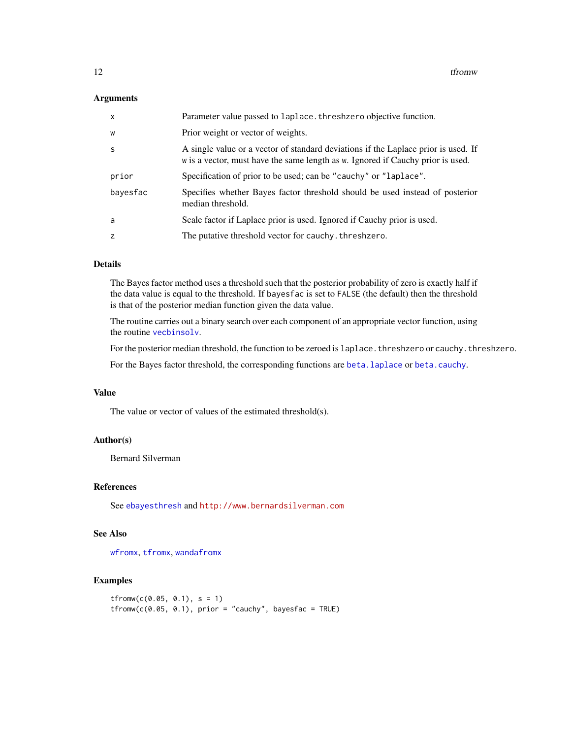## Arguments

| | |
|---|---|
| x | Parameter value passed to laplace.threshzero objective function. |
| w | Prior weight or vector of weights. |
| s | A single value or a vector of standard deviations if the Laplace prior is used. If w is a vector, must have the same length as w. Ignored if Cauchy prior is used. |
| prior | Specification of prior to be used; can be "cauchy" or "laplace". |
| bayesfac | Specifies whether Bayes factor threshold should be used instead of posterior median threshold. |
| a | Scale factor if Laplace prior is used. Ignored if Cauchy prior is used. |
| z | The putative threshold vector for cauchy.threshzero. |

## Details

The Bayes factor method uses a threshold such that the posterior probability of zero is exactly half if the data value is equal to the threshold. If bayesfac is set to FALSE (the default) then the threshold is that of the posterior median function given the data value.

The routine carries out a binary search over each component of an appropriate vector function, using the routine vecbinsolv.

For the posterior median threshold, the function to be zeroed is laplace.threshzero or cauchy.threshzero.

For the Bayes factor threshold, the corresponding functions are beta.laplace or beta.cauchy.

## Value

The value or vector of values of the estimated threshold(s).

## Author(s)

Bernard Silverman

## References

See ebayesthresh and http://www.bernardsilverman.com

## See Also

wfromx, tfromx, wandafromx

## Examples

```
tfromw(c(0.05, 0.1), s = 1)
tfromw(c(0.05, 0.1), prior = "cauchy", bayesfac = TRUE)
```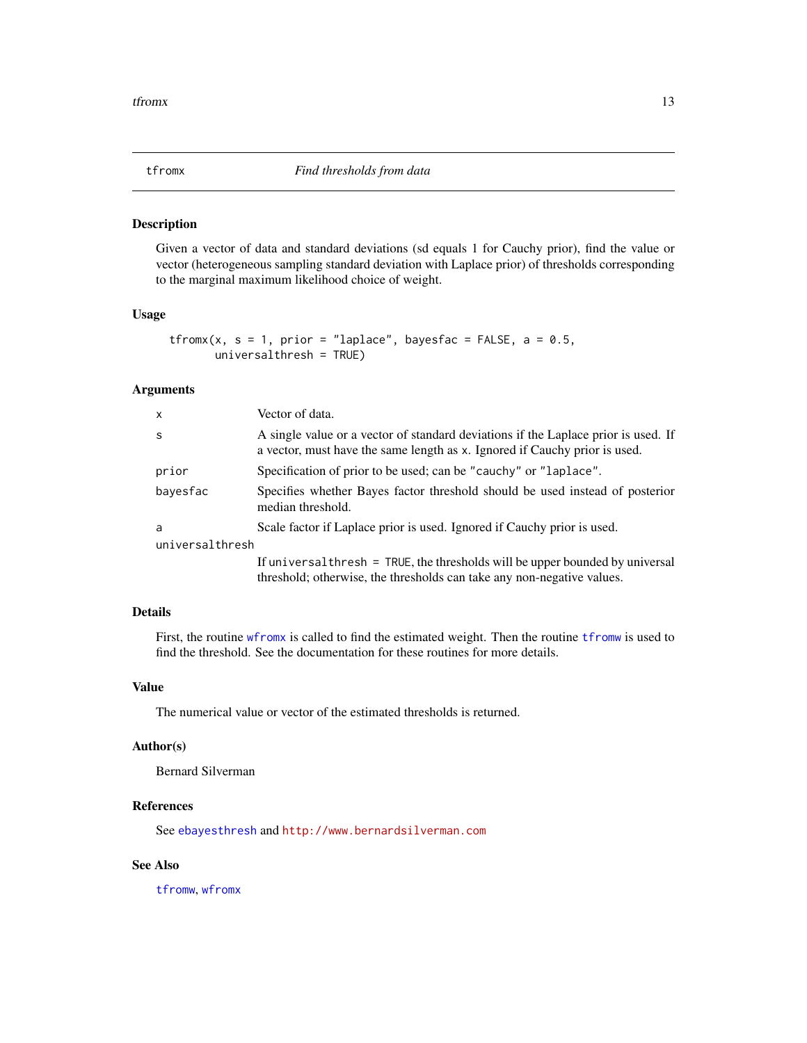# tfromx — *Find thresholds from data*

## Description

Given a vector of data and standard deviations (sd equals 1 for Cauchy prior), find the value or vector (heterogeneous sampling standard deviation with Laplace prior) of thresholds corresponding to the marginal maximum likelihood choice of weight.

## Usage

```
tfromx(x, s = 1, prior = "laplace", bayesfac = FALSE, a = 0.5,
       universalthresh = TRUE)
```

## Arguments

| Argument | Description |
|---|---|
| `x` | Vector of data. |
| `s` | A single value or a vector of standard deviations if the Laplace prior is used. If a vector, must have the same length as `x`. Ignored if Cauchy prior is used. |
| `prior` | Specification of prior to be used; can be `"cauchy"` or `"laplace"`. |
| `bayesfac` | Specifies whether Bayes factor threshold should be used instead of posterior median threshold. |
| `a` | Scale factor if Laplace prior is used. Ignored if Cauchy prior is used. |
| `universalthresh` | If `universalthresh = TRUE`, the thresholds will be upper bounded by universal threshold; otherwise, the thresholds can take any non-negative values. |

## Details

First, the routine `wfromx` is called to find the estimated weight. Then the routine `tfromw` is used to find the threshold. See the documentation for these routines for more details.

## Value

The numerical value or vector of the estimated thresholds is returned.

## Author(s)

Bernard Silverman

## References

See `ebayesthresh` and `http://www.bernardsilverman.com`

## See Also

`tfromw`, `wfromx`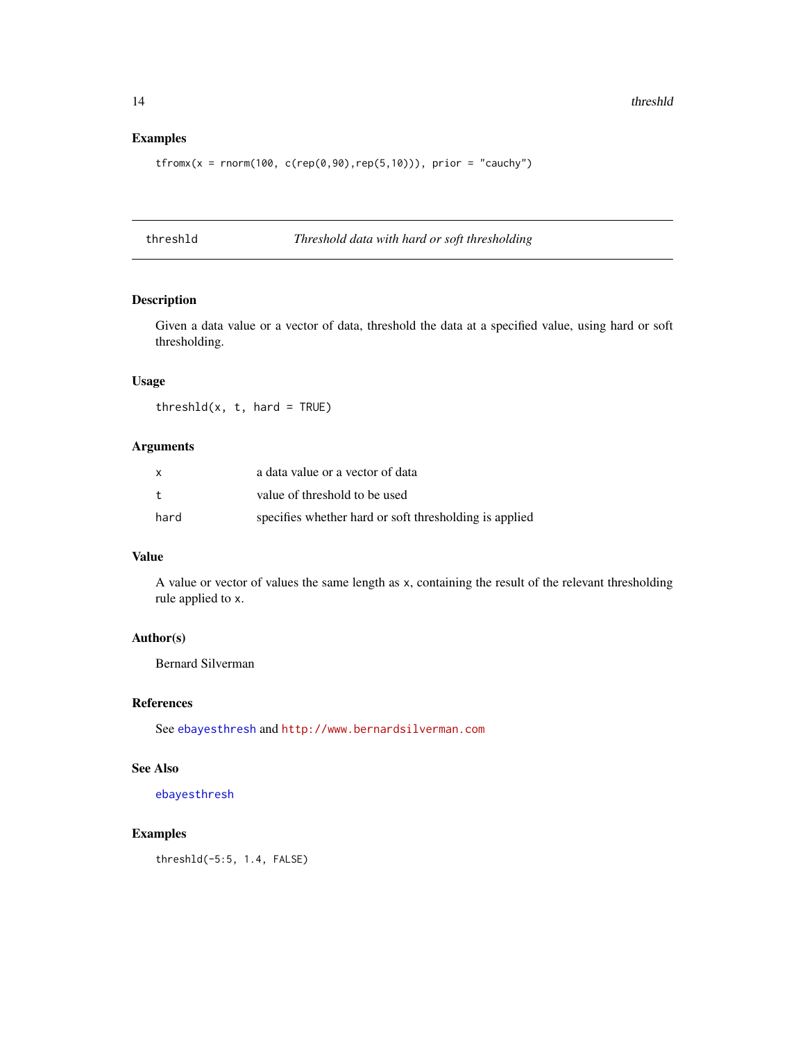## Examples

```
tfromx(x = rnorm(100, c(rep(0,90),rep(5,10))), prior = "cauchy")
```

---

# threshld *Threshold data with hard or soft thresholding*

---

## Description

Given a data value or a vector of data, threshold the data at a specified value, using hard or soft thresholding.

## Usage

```
threshld(x, t, hard = TRUE)
```

## Arguments

| | |
|---|---|
| x | a data value or a vector of data |
| t | value of threshold to be used |
| hard | specifies whether hard or soft thresholding is applied |

## Value

A value or vector of values the same length as x, containing the result of the relevant thresholding rule applied to x.

## Author(s)

Bernard Silverman

## References

See ebayesthresh and http://www.bernardsilverman.com

## See Also

ebayesthresh

## Examples

```
threshld(-5:5, 1.4, FALSE)
```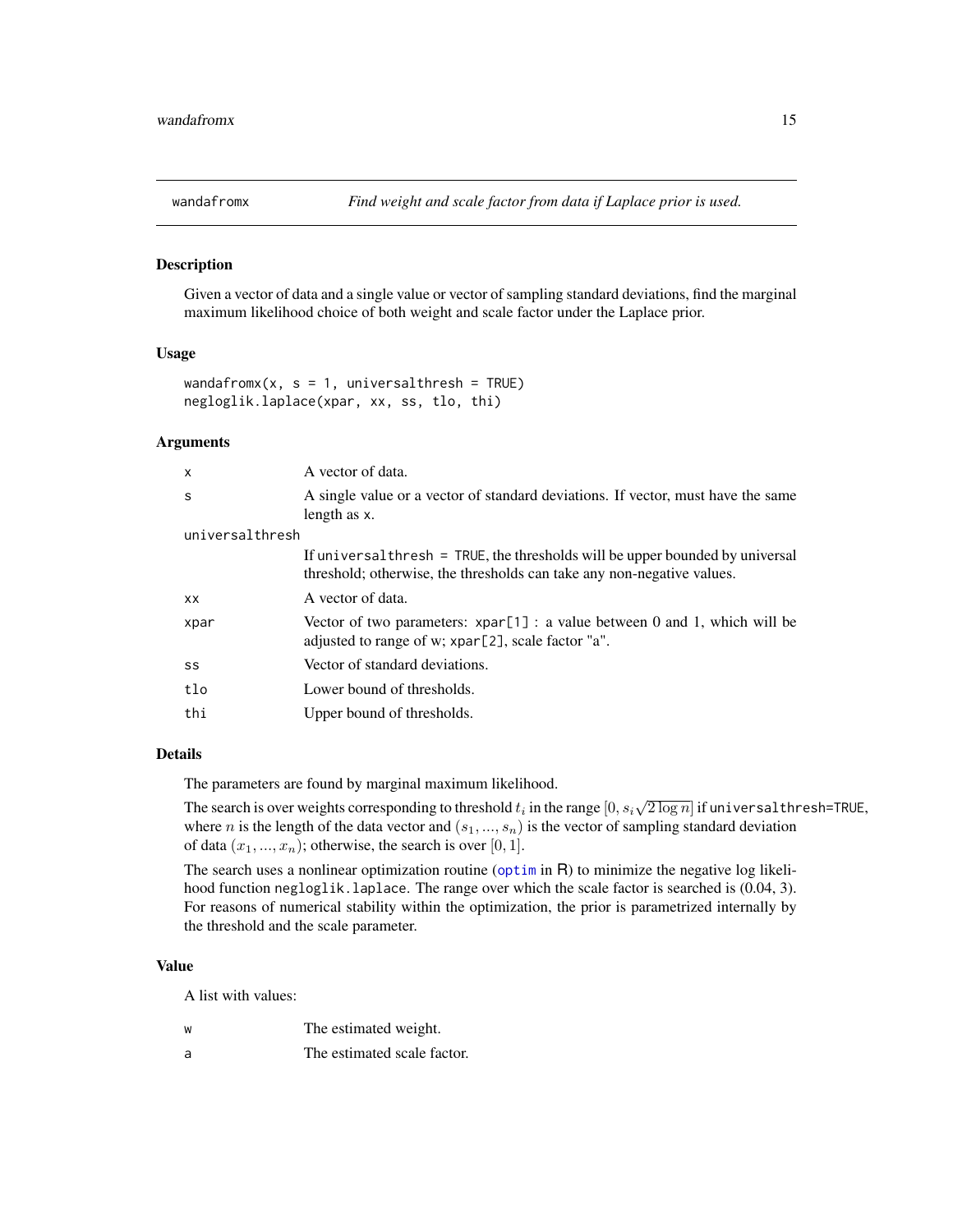## wandafromx — *Find weight and scale factor from data if Laplace prior is used.*

### Description

Given a vector of data and a single value or vector of sampling standard deviations, find the marginal maximum likelihood choice of both weight and scale factor under the Laplace prior.

### Usage

```
wandafromx(x, s = 1, universalthresh = TRUE)
negloglik.laplace(xpar, xx, ss, tlo, thi)
```

### Arguments

| | |
|---|---|
| x | A vector of data. |
| s | A single value or a vector of standard deviations. If vector, must have the same length as x. |
| universalthresh | If universalthresh = TRUE, the thresholds will be upper bounded by universal threshold; otherwise, the thresholds can take any non-negative values. |
| xx | A vector of data. |
| xpar | Vector of two parameters: xpar[1] : a value between 0 and 1, which will be adjusted to range of w; xpar[2], scale factor "a". |
| ss | Vector of standard deviations. |
| tlo | Lower bound of thresholds. |
| thi | Upper bound of thresholds. |

### Details

The parameters are found by marginal maximum likelihood.

The search is over weights corresponding to threshold $t_i$ in the range $[0, s_i\sqrt{2\log n}]$ if universalthresh=TRUE, where $n$ is the length of the data vector and $(s_1, ..., s_n)$ is the vector of sampling standard deviation of data $(x_1, ..., x_n)$; otherwise, the search is over $[0, 1]$.

The search uses a nonlinear optimization routine (optim in R) to minimize the negative log likelihood function negloglik.laplace. The range over which the scale factor is searched is (0.04, 3). For reasons of numerical stability within the optimization, the prior is parametrized internally by the threshold and the scale parameter.

### Value

A list with values:

| | |
|---|---|
| w | The estimated weight. |
| a | The estimated scale factor. |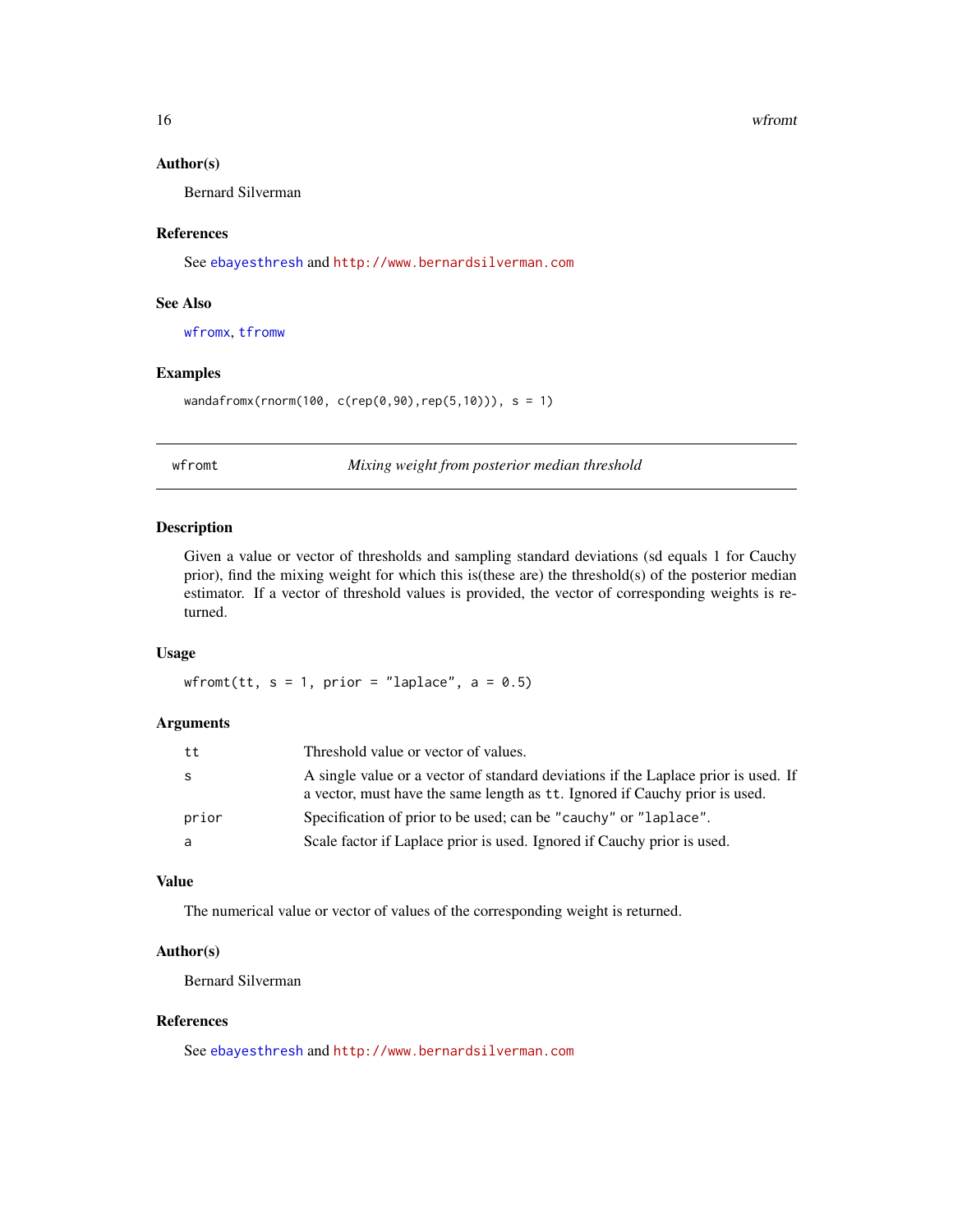### Author(s)

Bernard Silverman

### References

See ebayesthresh and http://www.bernardsilverman.com

### See Also

wfromx, tfromw

### Examples

```
wandafromx(rnorm(100, c(rep(0,90),rep(5,10))), s = 1)
```

---

## wfromt — *Mixing weight from posterior median threshold*

### Description

Given a value or vector of thresholds and sampling standard deviations (sd equals 1 for Cauchy prior), find the mixing weight for which this is(these are) the threshold(s) of the posterior median estimator. If a vector of threshold values is provided, the vector of corresponding weights is returned.

### Usage

```
wfromt(tt, s = 1, prior = "laplace", a = 0.5)
```

### Arguments

| | |
|---|---|
| `tt` | Threshold value or vector of values. |
| `s` | A single value or a vector of standard deviations if the Laplace prior is used. If a vector, must have the same length as `tt`. Ignored if Cauchy prior is used. |
| `prior` | Specification of prior to be used; can be "cauchy" or "laplace". |
| `a` | Scale factor if Laplace prior is used. Ignored if Cauchy prior is used. |

### Value

The numerical value or vector of values of the corresponding weight is returned.

### Author(s)

Bernard Silverman

### References

See ebayesthresh and http://www.bernardsilverman.com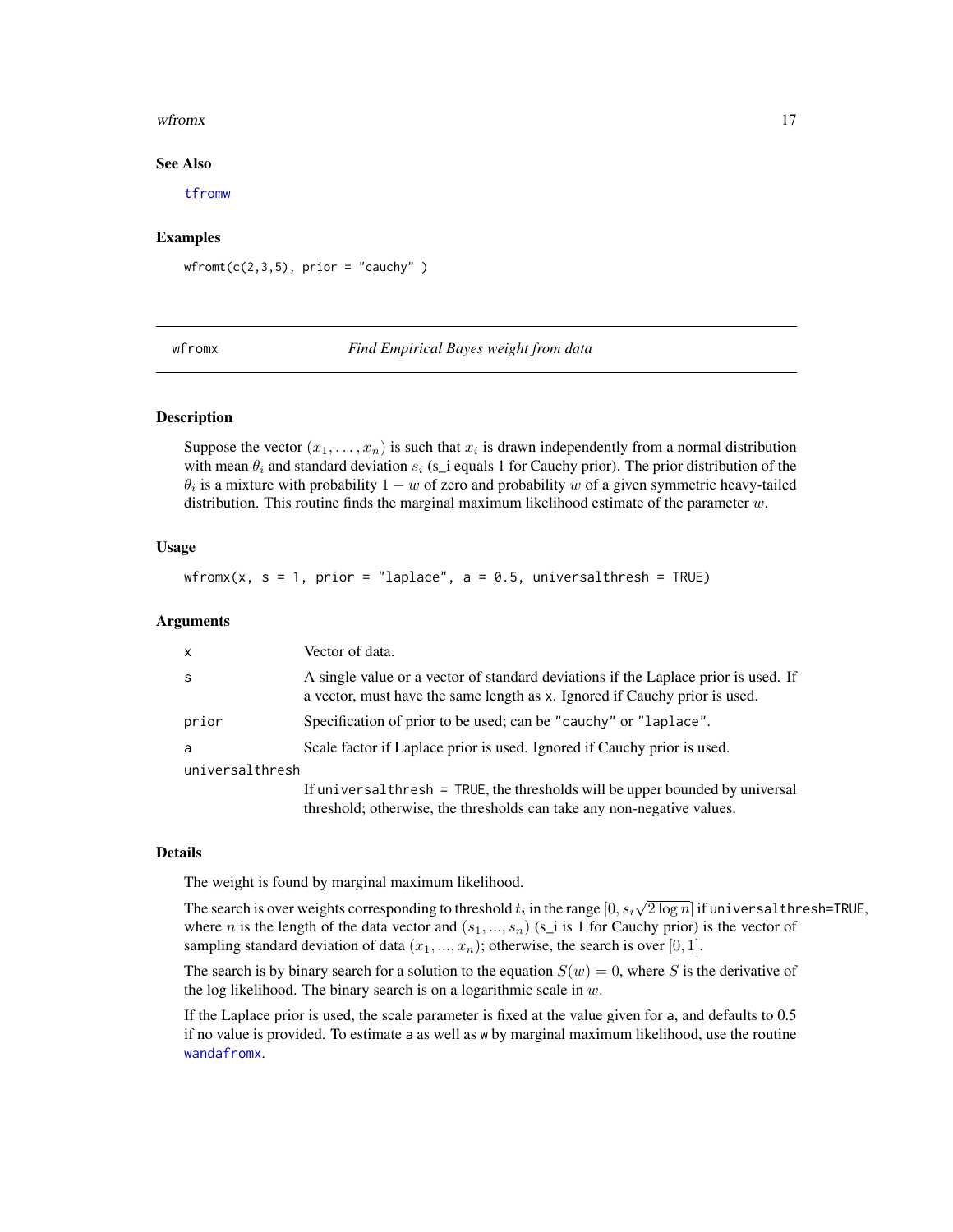## See Also

tfromw

## Examples

```
wfromt(c(2,3,5), prior = "cauchy" )
```

---

# wfromx *Find Empirical Bayes weight from data*

## Description

Suppose the vector $(x_1, \ldots, x_n)$ is such that $x_i$ is drawn independently from a normal distribution with mean $\theta_i$ and standard deviation $s_i$ (s_i equals 1 for Cauchy prior). The prior distribution of the $\theta_i$ is a mixture with probability $1 - w$ of zero and probability $w$ of a given symmetric heavy-tailed distribution. This routine finds the marginal maximum likelihood estimate of the parameter $w$.

## Usage

```
wfromx(x, s = 1, prior = "laplace", a = 0.5, universalthresh = TRUE)
```

## Arguments

| | |
|---|---|
| x | Vector of data. |
| s | A single value or a vector of standard deviations if the Laplace prior is used. If a vector, must have the same length as x. Ignored if Cauchy prior is used. |
| prior | Specification of prior to be used; can be "cauchy" or "laplace". |
| a | Scale factor if Laplace prior is used. Ignored if Cauchy prior is used. |
| universalthresh | If universalthresh = TRUE, the thresholds will be upper bounded by universal threshold; otherwise, the thresholds can take any non-negative values. |

## Details

The weight is found by marginal maximum likelihood.

The search is over weights corresponding to threshold $t_i$ in the range $[0, s_i\sqrt{2\log n}]$ if universalthresh=TRUE, where $n$ is the length of the data vector and $(s_1, ..., s_n)$ (s_i is 1 for Cauchy prior) is the vector of sampling standard deviation of data $(x_1, ..., x_n)$; otherwise, the search is over $[0, 1]$.

The search is by binary search for a solution to the equation $S(w) = 0$, where $S$ is the derivative of the log likelihood. The binary search is on a logarithmic scale in $w$.

If the Laplace prior is used, the scale parameter is fixed at the value given for a, and defaults to 0.5 if no value is provided. To estimate a as well as w by marginal maximum likelihood, use the routine wandafromx.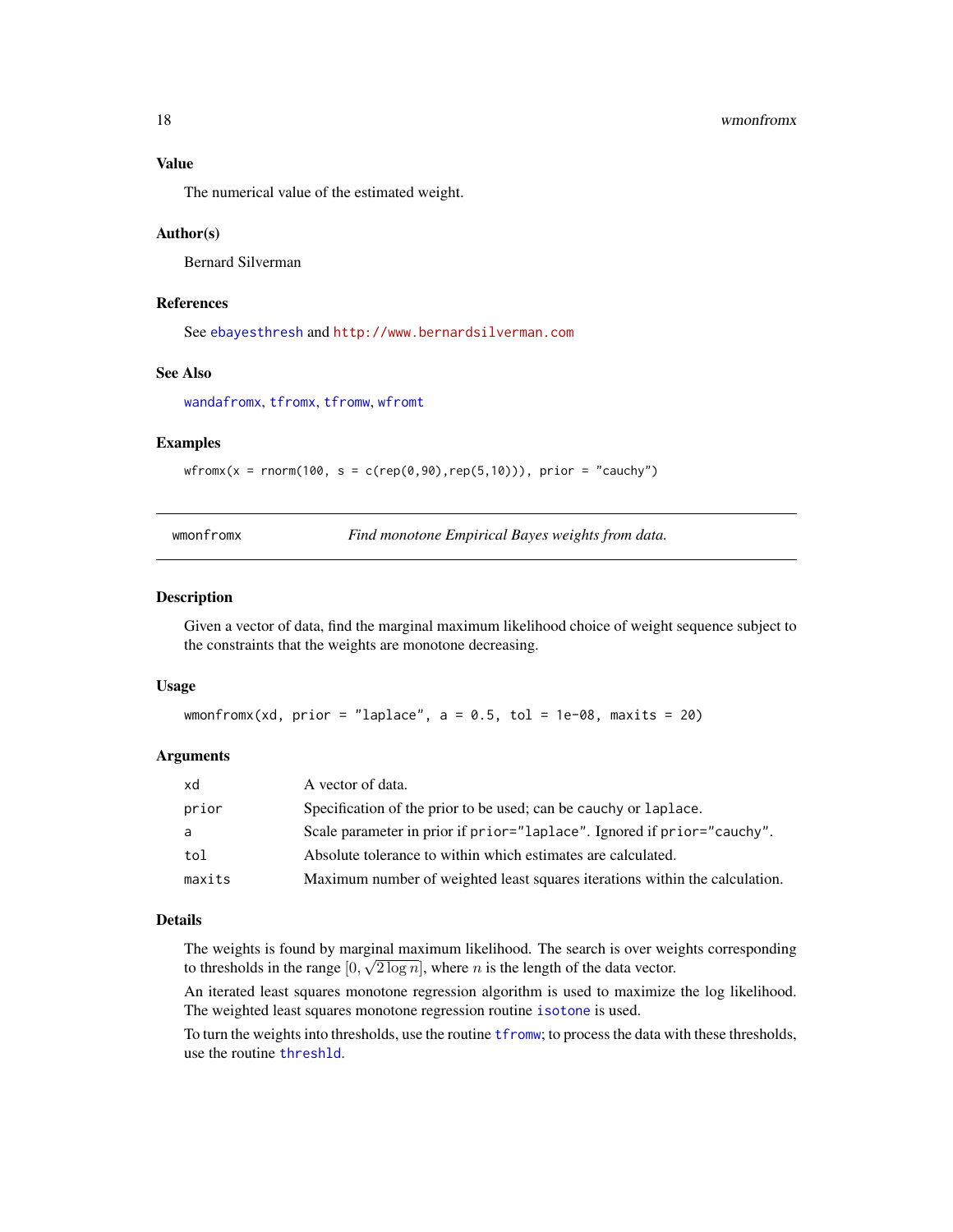### Value

The numerical value of the estimated weight.

### Author(s)

Bernard Silverman

### References

See ebayesthresh and http://www.bernardsilverman.com

### See Also

wandafromx, tfromx, tfromw, wfromt

### Examples

```
wfromx(x = rnorm(100, s = c(rep(0,90),rep(5,10))), prior = "cauchy")
```

---

## wmonfromx — *Find monotone Empirical Bayes weights from data.*

---

### Description

Given a vector of data, find the marginal maximum likelihood choice of weight sequence subject to the constraints that the weights are monotone decreasing.

### Usage

```
wmonfromx(xd, prior = "laplace", a = 0.5, tol = 1e-08, maxits = 20)
```

### Arguments

| | |
|---|---|
| xd | A vector of data. |
| prior | Specification of the prior to be used; can be cauchy or laplace. |
| a | Scale parameter in prior if prior="laplace". Ignored if prior="cauchy". |
| tol | Absolute tolerance to within which estimates are calculated. |
| maxits | Maximum number of weighted least squares iterations within the calculation. |

### Details

The weights is found by marginal maximum likelihood. The search is over weights corresponding to thresholds in the range $[0, \sqrt{2 \log n}]$, where $n$ is the length of the data vector.

An iterated least squares monotone regression algorithm is used to maximize the log likelihood. The weighted least squares monotone regression routine isotone is used.

To turn the weights into thresholds, use the routine tfromw; to process the data with these thresholds, use the routine threshld.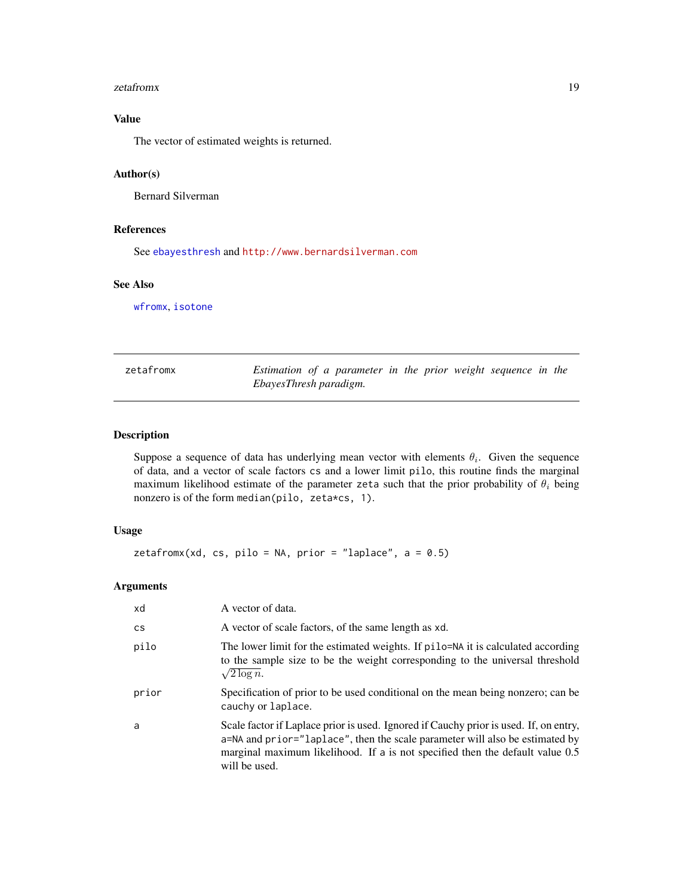## Value

The vector of estimated weights is returned.

## Author(s)

Bernard Silverman

## References

See ebayesthresh and http://www.bernardsilverman.com

## See Also

wfromx, isotone

---

zetafromx — *Estimation of a parameter in the prior weight sequence in the EbayesThresh paradigm.*

---

## Description

Suppose a sequence of data has underlying mean vector with elements $\theta_i$. Given the sequence of data, and a vector of scale factors cs and a lower limit pilo, this routine finds the marginal maximum likelihood estimate of the parameter zeta such that the prior probability of $\theta_i$ being nonzero is of the form median(pilo, zeta*cs, 1).

## Usage

```
zetafromx(xd, cs, pilo = NA, prior = "laplace", a = 0.5)
```

## Arguments

| | |
|---|---|
| xd | A vector of data. |
| cs | A vector of scale factors, of the same length as xd. |
| pilo | The lower limit for the estimated weights. If pilo=NA it is calculated according to the sample size to be the weight corresponding to the universal threshold $\sqrt{2 \log n}$. |
| prior | Specification of prior to be used conditional on the mean being nonzero; can be cauchy or laplace. |
| a | Scale factor if Laplace prior is used. Ignored if Cauchy prior is used. If, on entry, a=NA and prior="laplace", then the scale parameter will also be estimated by marginal maximum likelihood. If a is not specified then the default value 0.5 will be used. |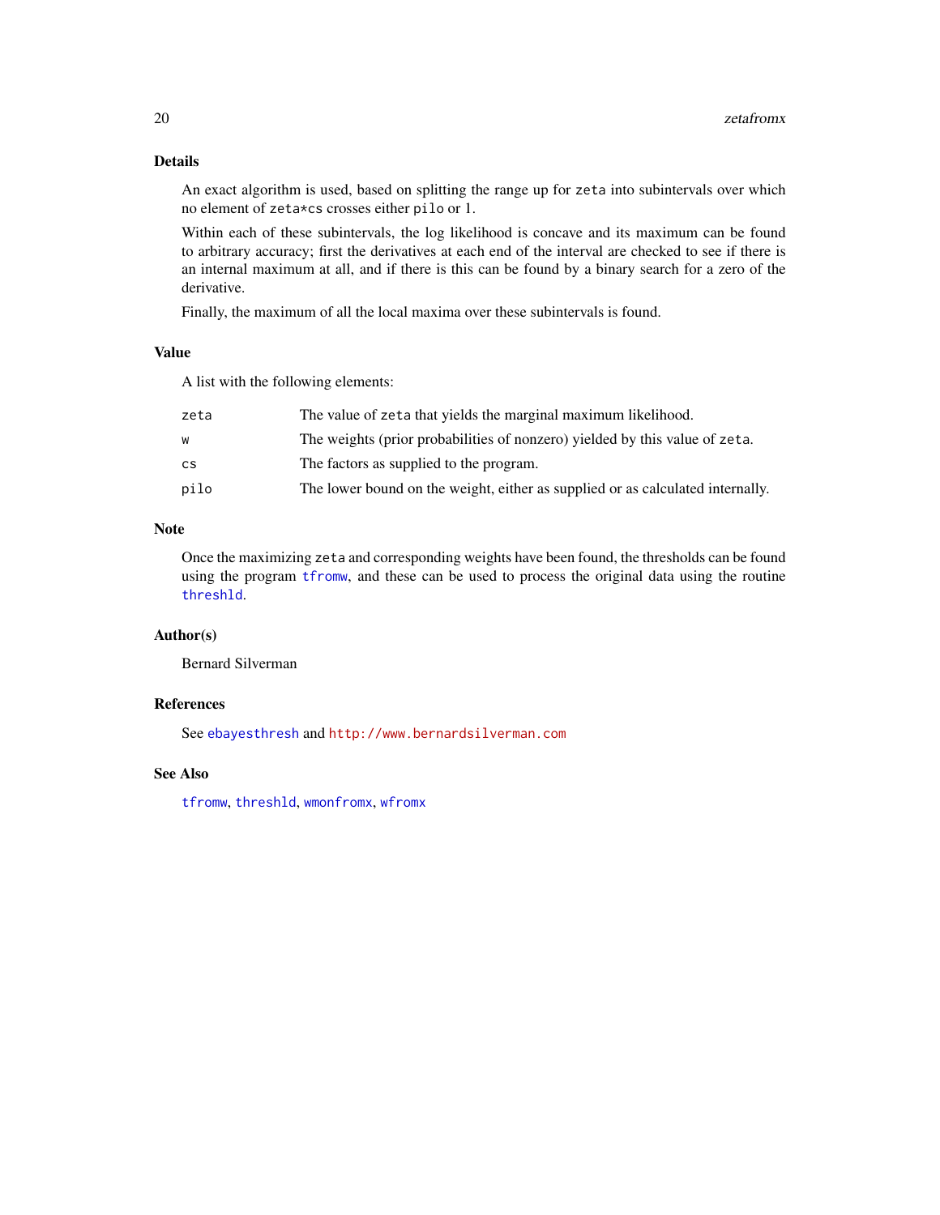## Details

An exact algorithm is used, based on splitting the range up for `zeta` into subintervals over which no element of `zeta*cs` crosses either `pilo` or 1.

Within each of these subintervals, the log likelihood is concave and its maximum can be found to arbitrary accuracy; first the derivatives at each end of the interval are checked to see if there is an internal maximum at all, and if there is this can be found by a binary search for a zero of the derivative.

Finally, the maximum of all the local maxima over these subintervals is found.

## Value

A list with the following elements:

| | |
|---|---|
| `zeta` | The value of `zeta` that yields the marginal maximum likelihood. |
| `w` | The weights (prior probabilities of nonzero) yielded by this value of `zeta`. |
| `cs` | The factors as supplied to the program. |
| `pilo` | The lower bound on the weight, either as supplied or as calculated internally. |

## Note

Once the maximizing `zeta` and corresponding weights have been found, the thresholds can be found using the program `tfromw`, and these can be used to process the original data using the routine `threshld`.

## Author(s)

Bernard Silverman

## References

See `ebayesthresh` and `http://www.bernardsilverman.com`

## See Also

`tfromw`, `threshld`, `wmonfromx`, `wfromx`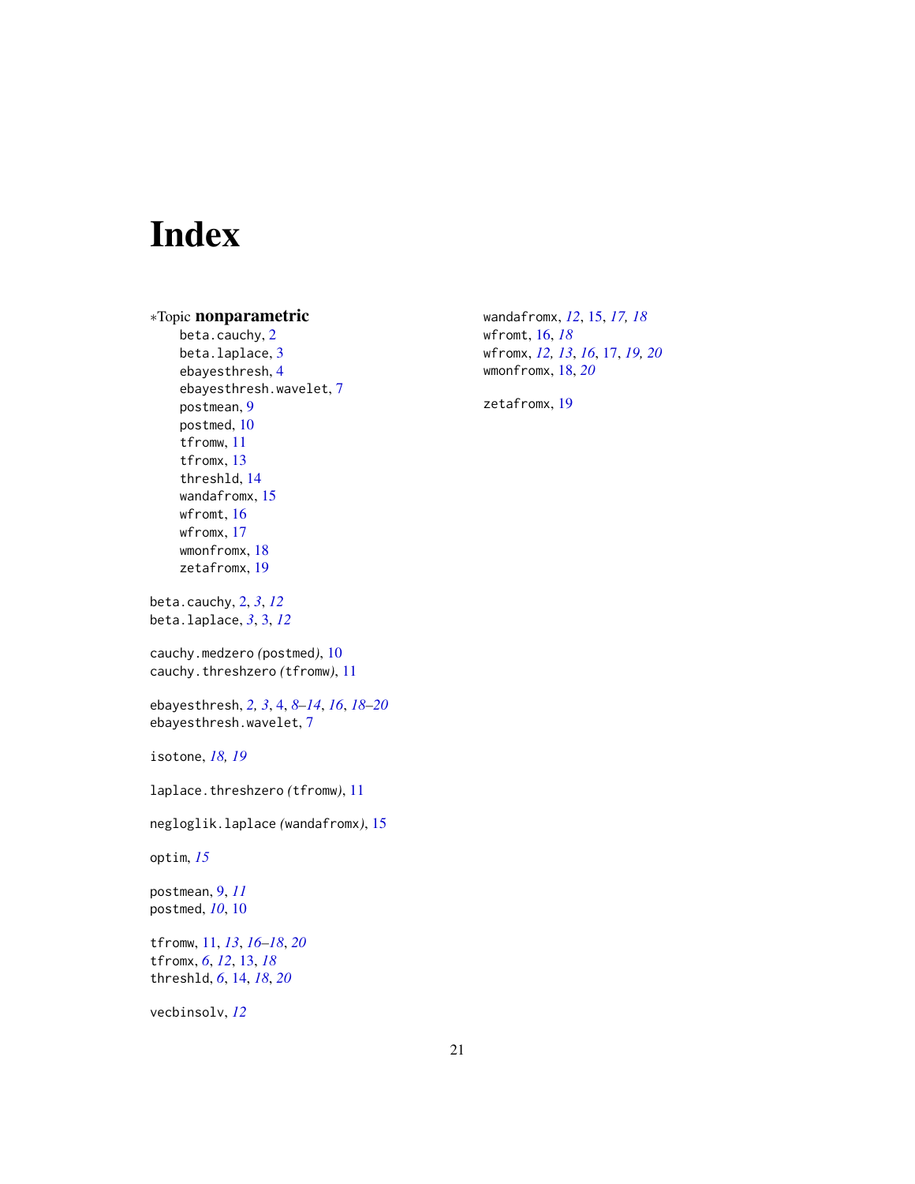# Index

∗Topic **nonparametric**

beta.cauchy, 2
beta.laplace, 3
ebayesthresh, 4
ebayesthresh.wavelet, 7
postmean, 9
postmed, 10
tfromw, 11
tfromx, 13
threshld, 14
wandafromx, 15
wfromt, 16
wfromx, 17
wmonfromx, 18
zetafromx, 19

beta.cauchy, 2, *3*, *12*
beta.laplace, *3*, 3, *12*

cauchy.medzero *(*postmed*)*, 10
cauchy.threshzero *(*tfromw*)*, 11

ebayesthresh, *2, 3*, 4, *8–14*, *16*, *18–20*
ebayesthresh.wavelet, 7

isotone, *18, 19*

laplace.threshzero *(*tfromw*)*, 11

negloglik.laplace *(*wandafromx*)*, 15

optim, *15*

postmean, 9, *11*
postmed, *10*, 10

tfromw, 11, *13*, *16–18*, *20*
tfromx, *6*, *12*, 13, *18*
threshld, *6*, 14, *18*, *20*

vecbinsolv, *12*

wandafromx, *12*, 15, *17, 18*
wfromt, 16, *18*
wfromx, *12, 13*, *16*, 17, *19, 20*
wmonfromx, 18, *20*

zetafromx, 19